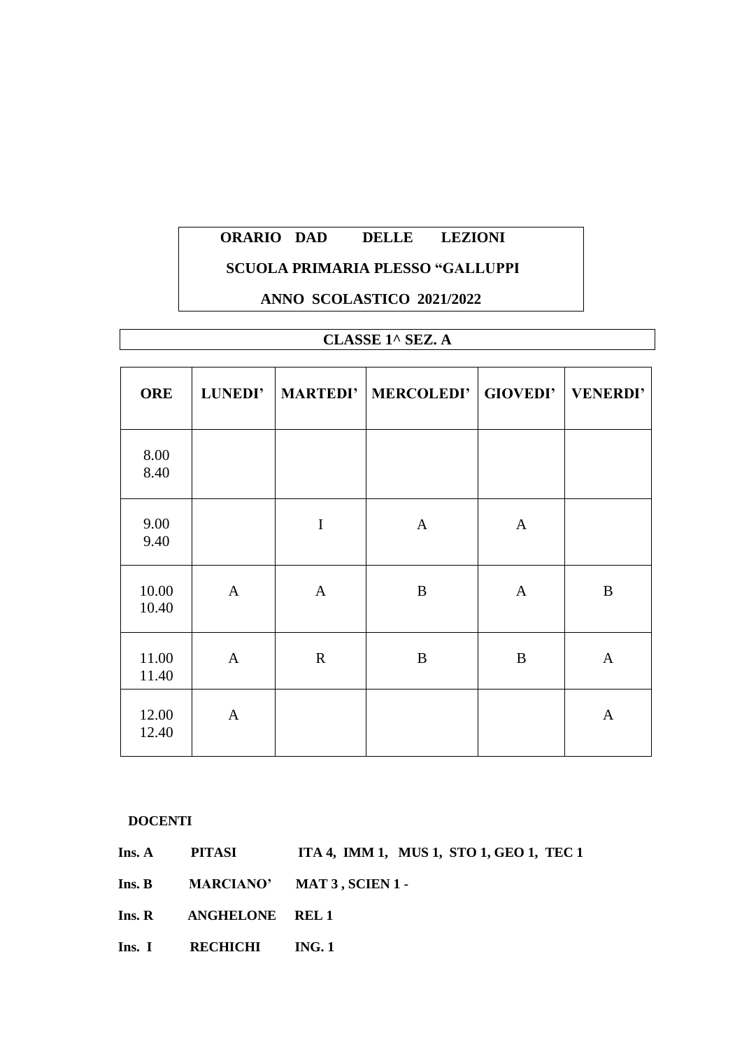**ORARIO DAD DELLE LEZIONI**

**SCUOLA PRIMARIA PLESSO "GALLUPPI**

**ANNO SCOLASTICO 2021/2022**

**CLASSE 1^ SEZ. A**

| ORE | LUNEDI' | MARTEDI' | MERCOLEDI' | GIOVEDI' | VENERDI' |
|---|---|---|---|---|---|
| 8.00<br>8.40 | | | | | |
| 9.00<br>9.40 | | I | A | A | |
| 10.00<br>10.40 | A | A | B | A | B |
| 11.00<br>11.40 | A | R | B | B | A |
| 12.00<br>12.40 | A | | | | A |

**DOCENTI**

**Ins. A PITASI ITA 4, IMM 1, MUS 1, STO 1, GEO 1, TEC 1**

**Ins. B MARCIANO' MAT 3 , SCIEN 1 -**

**Ins. R ANGHELONE REL 1**

**Ins. I RECHICHI ING. 1**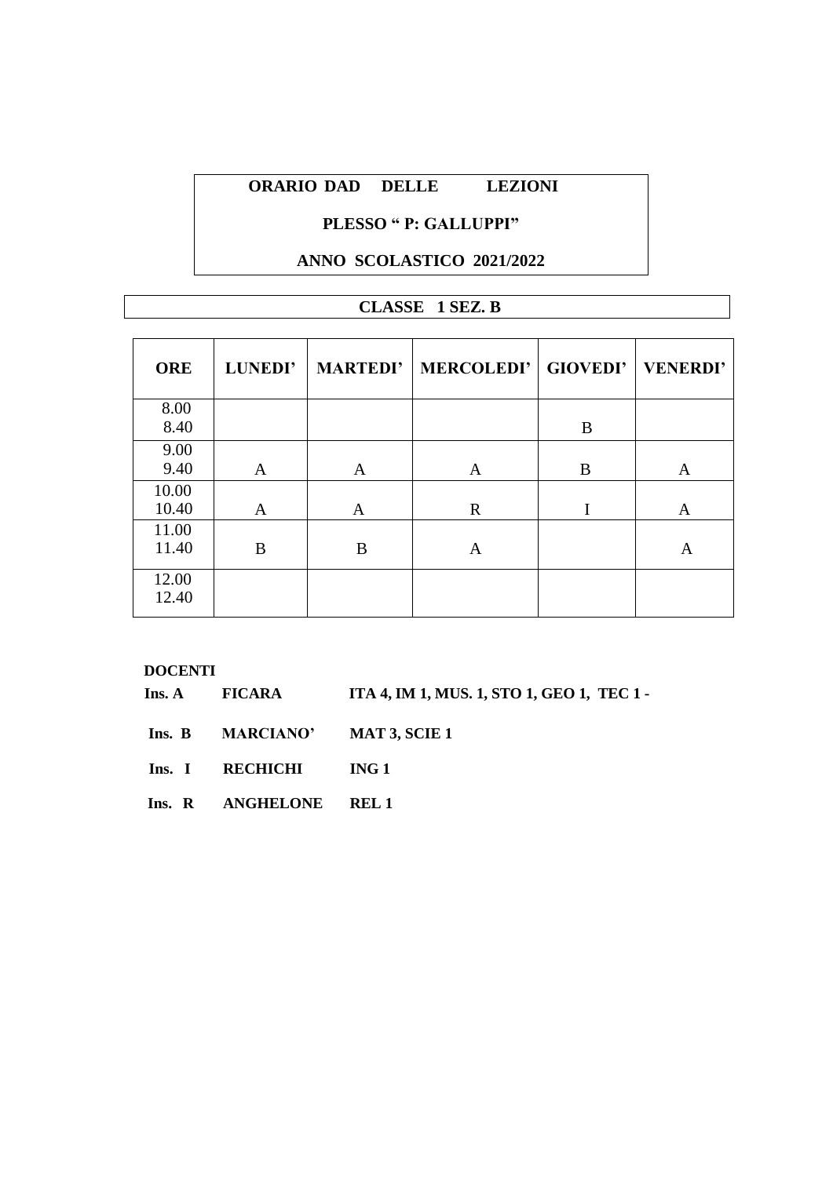**ORARIO DAD DELLE LEZIONI**

**PLESSO " P: GALLUPPI"**

**ANNO SCOLASTICO 2021/2022**

**CLASSE 1 SEZ. B**

| ORE | LUNEDI' | MARTEDI' | MERCOLEDI' | GIOVEDI' | VENERDI' |
|---|---|---|---|---|---|
| 8.00 8.40 | | | | B | |
| 9.00 9.40 | A | A | A | B | A |
| 10.00 10.40 | A | A | R | I | A |
| 11.00 11.40 | B | B | A | | A |
| 12.00 12.40 | | | | | |

**DOCENTI**

| | | |
|---|---|---|
| **Ins. A** | **FICARA** | **ITA 4, IM 1, MUS. 1, STO 1, GEO 1, TEC 1 -** |
| **Ins. B** | **MARCIANO'** | **MAT 3, SCIE 1** |
| **Ins. I** | **RECHICHI** | **ING 1** |
| **Ins. R** | **ANGHELONE** | **REL 1** |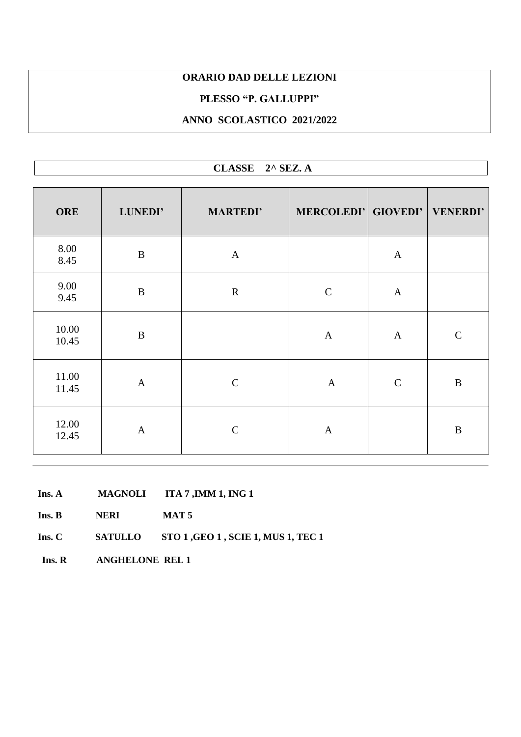**ORARIO DAD DELLE LEZIONI**

**PLESSO "P. GALLUPPI"**

**ANNO SCOLASTICO 2021/2022**

**CLASSE 2^ SEZ. A**

| ORE | LUNEDI' | MARTEDI' | MERCOLEDI' | GIOVEDI' | VENERDI' |
|---|---|---|---|---|---|
| 8.00<br>8.45 | B | A | | A | |
| 9.00<br>9.45 | B | R | C | A | |
| 10.00<br>10.45 | B | | A | A | C |
| 11.00<br>11.45 | A | C | A | C | B |
| 12.00<br>12.45 | A | C | A | | B |

**Ins. A MAGNOLI ITA 7 ,IMM 1, ING 1**

**Ins. B NERI MAT 5**

**Ins. C SATULLO STO 1 ,GEO 1 , SCIE 1, MUS 1, TEC 1**

**Ins. R ANGHELONE REL 1**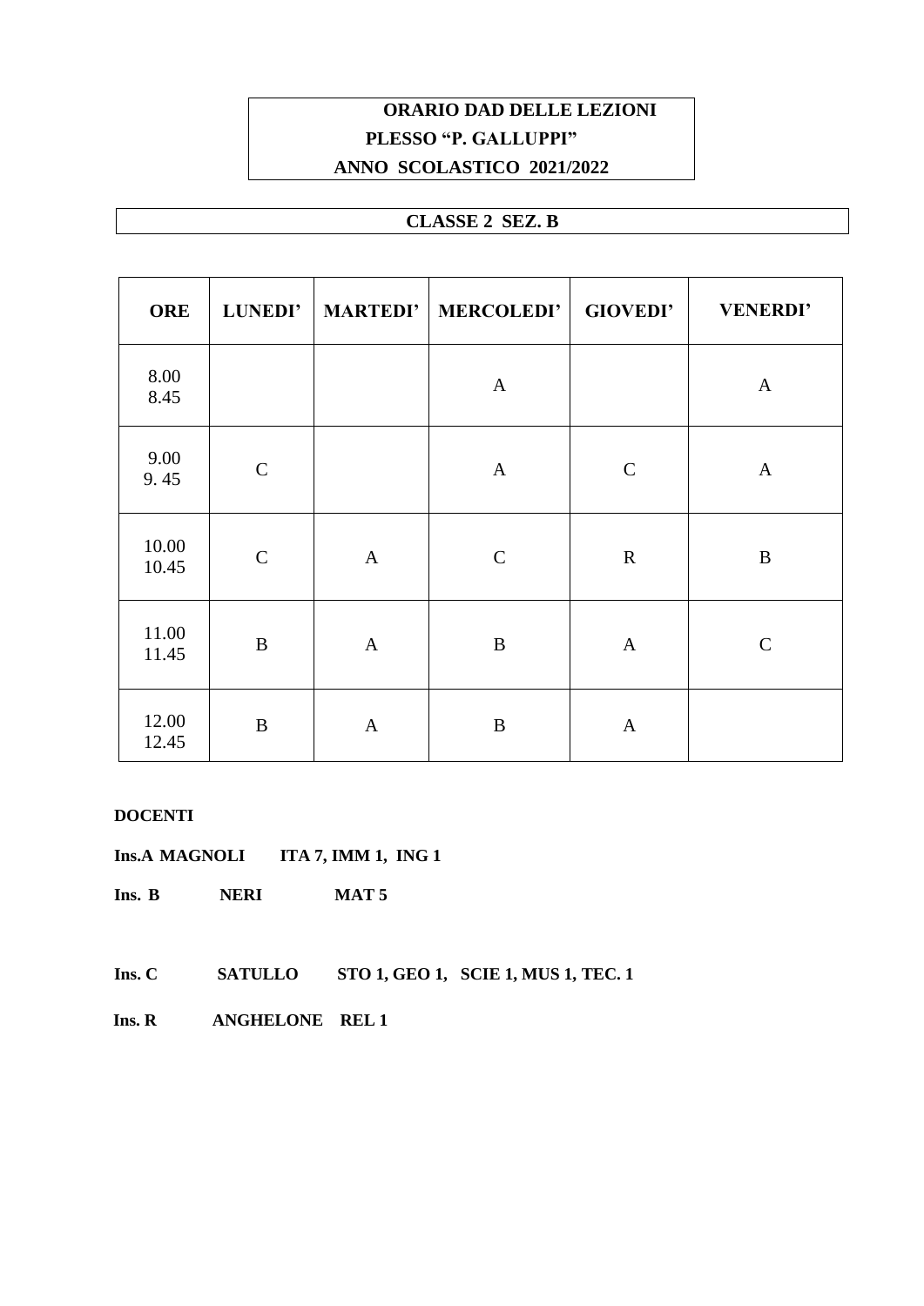**ORARIO DAD DELLE LEZIONI**
**PLESSO "P. GALLUPPI"**
**ANNO SCOLASTICO 2021/2022**

**CLASSE 2 SEZ. B**

| ORE | LUNEDI' | MARTEDI' | MERCOLEDI' | GIOVEDI' | VENERDI' |
|---|---|---|---|---|---|
| 8.00<br>8.45 | | | A | | A |
| 9.00<br>9. 45 | C | | A | C | A |
| 10.00<br>10.45 | C | A | C | R | B |
| 11.00<br>11.45 | B | A | B | A | C |
| 12.00<br>12.45 | B | A | B | A | |

**DOCENTI**

**Ins.A MAGNOLI ITA 7, IMM 1, ING 1**

**Ins. B NERI MAT 5**

**Ins. C SATULLO STO 1, GEO 1, SCIE 1, MUS 1, TEC. 1**

**Ins. R ANGHELONE REL 1**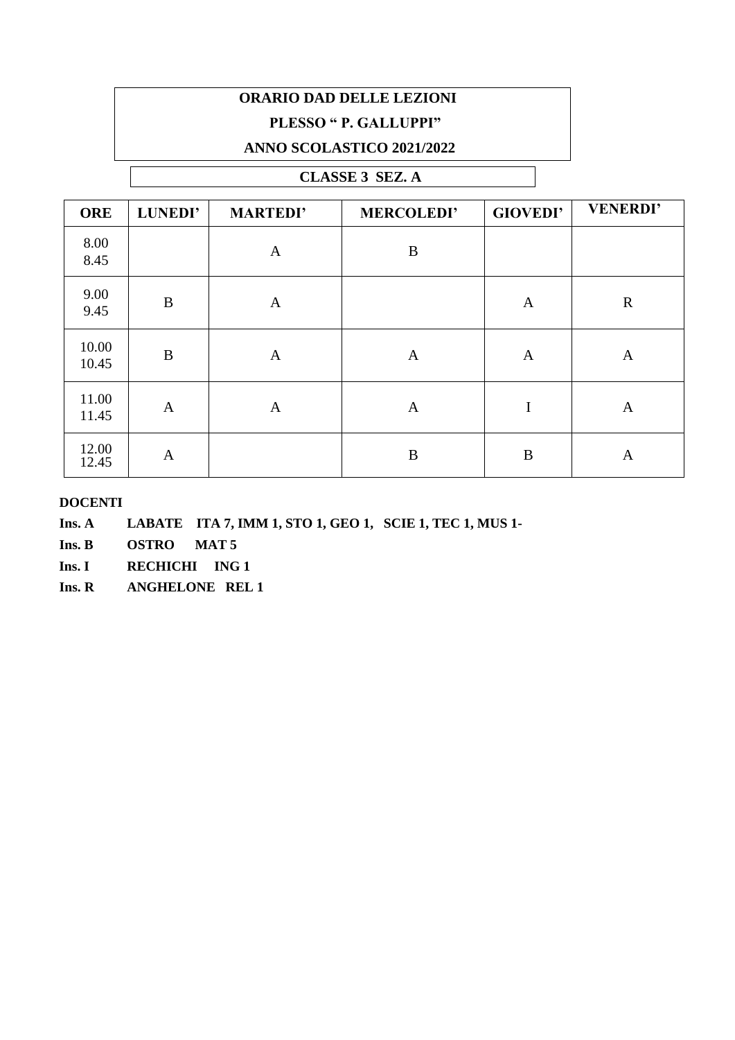**ORARIO DAD DELLE LEZIONI**

**PLESSO " P. GALLUPPI"**

**ANNO SCOLASTICO 2021/2022**

**CLASSE 3 SEZ. A**

| ORE | LUNEDI' | MARTEDI' | MERCOLEDI' | GIOVEDI' | VENERDI' |
|---|---|---|---|---|---|
| 8.00<br>8.45 | | A | B | | |
| 9.00<br>9.45 | B | A | | A | R |
| 10.00<br>10.45 | B | A | A | A | A |
| 11.00<br>11.45 | A | A | A | I | A |
| 12.00<br>12.45 | A | | B | B | A |

**DOCENTI**

**Ins. A** **LABATE ITA 7, IMM 1, STO 1, GEO 1, SCIE 1, TEC 1, MUS 1-**

**Ins. B** **OSTRO MAT 5**

**Ins. I** **RECHICHI ING 1**

**Ins. R** **ANGHELONE REL 1**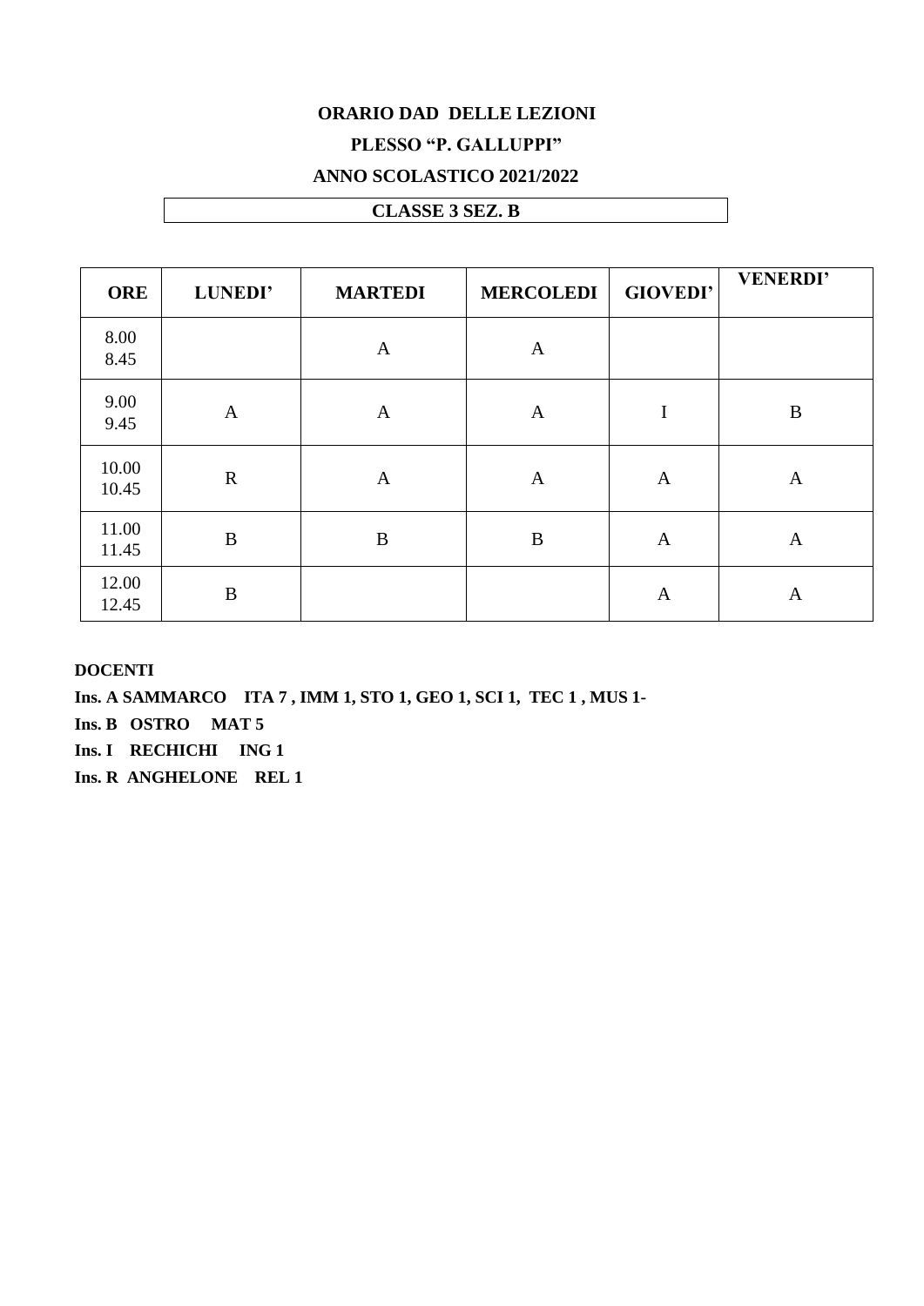**ORARIO DAD DELLE LEZIONI**

**PLESSO "P. GALLUPPI"**

**ANNO SCOLASTICO 2021/2022**

**CLASSE 3 SEZ. B**

| ORE | LUNEDI' | MARTEDI | MERCOLEDI | GIOVEDI' | VENERDI' |
|---|---|---|---|---|---|
| 8.00 8.45 | | A | A | | |
| 9.00 9.45 | A | A | A | I | B |
| 10.00 10.45 | R | A | A | A | A |
| 11.00 11.45 | B | B | B | A | A |
| 12.00 12.45 | B | | | A | A |

**DOCENTI**

**Ins. A SAMMARCO ITA 7 , IMM 1, STO 1, GEO 1, SCI 1, TEC 1 , MUS 1-**

**Ins. B OSTRO MAT 5**

**Ins. I RECHICHI ING 1**

**Ins. R ANGHELONE REL 1**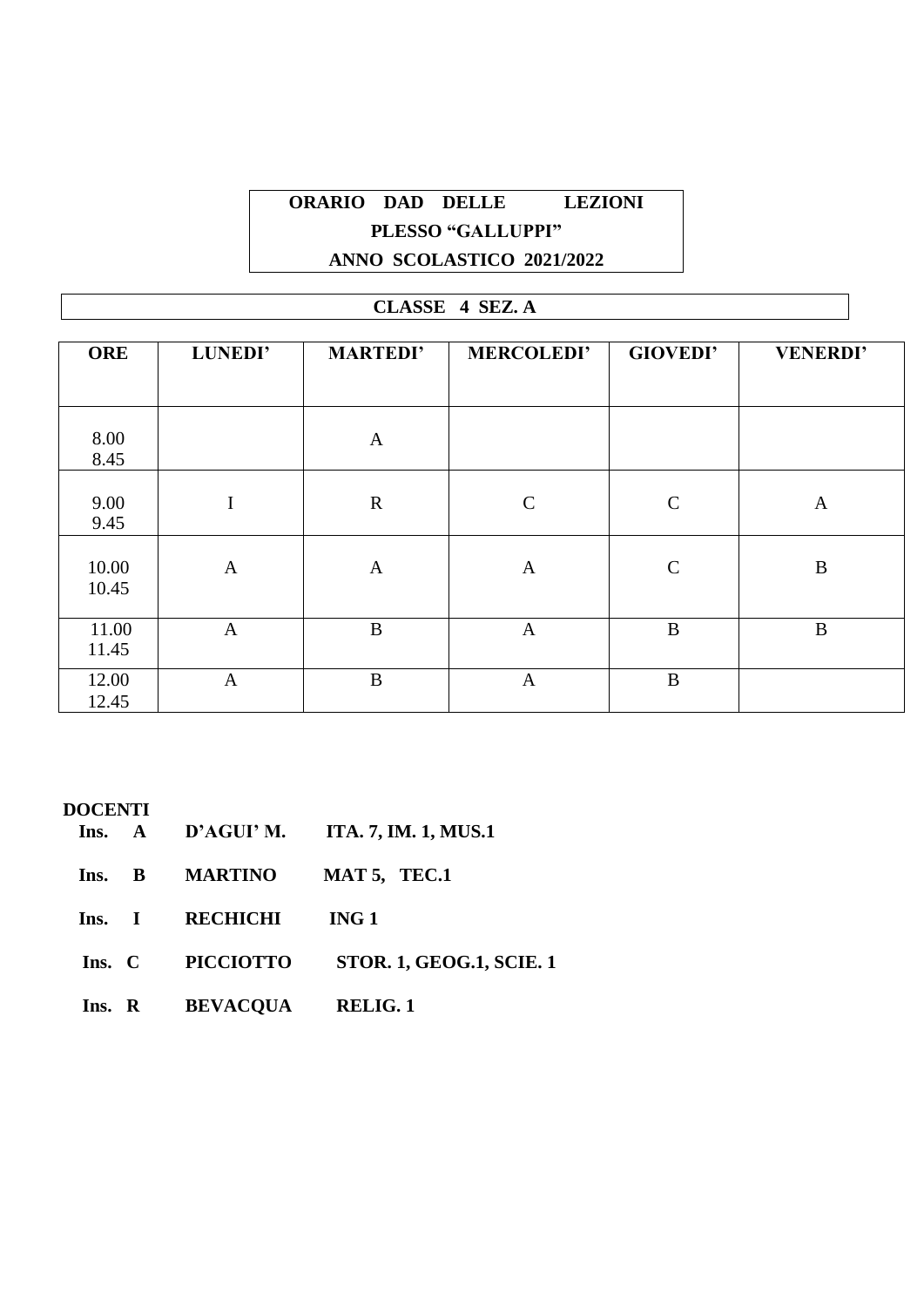**ORARIO DAD DELLE LEZIONI**

**PLESSO "GALLUPPI"**

**ANNO SCOLASTICO 2021/2022**

**CLASSE 4 SEZ. A**

| ORE | LUNEDI' | MARTEDI' | MERCOLEDI' | GIOVEDI' | VENERDI' |
|---|---|---|---|---|---|
| 8.00 8.45 | | A | | | |
| 9.00 9.45 | I | R | C | C | A |
| 10.00 10.45 | A | A | A | C | B |
| 11.00 11.45 | A | B | A | B | B |
| 12.00 12.45 | A | B | A | B | |

**DOCENTI**

**Ins. A D'AGUI' M. ITA. 7, IM. 1, MUS.1**

**Ins. B MARTINO MAT 5, TEC.1**

**Ins. I RECHICHI ING 1**

**Ins. C PICCIOTTO STOR. 1, GEOG.1, SCIE. 1**

**Ins. R BEVACQUA RELIG. 1**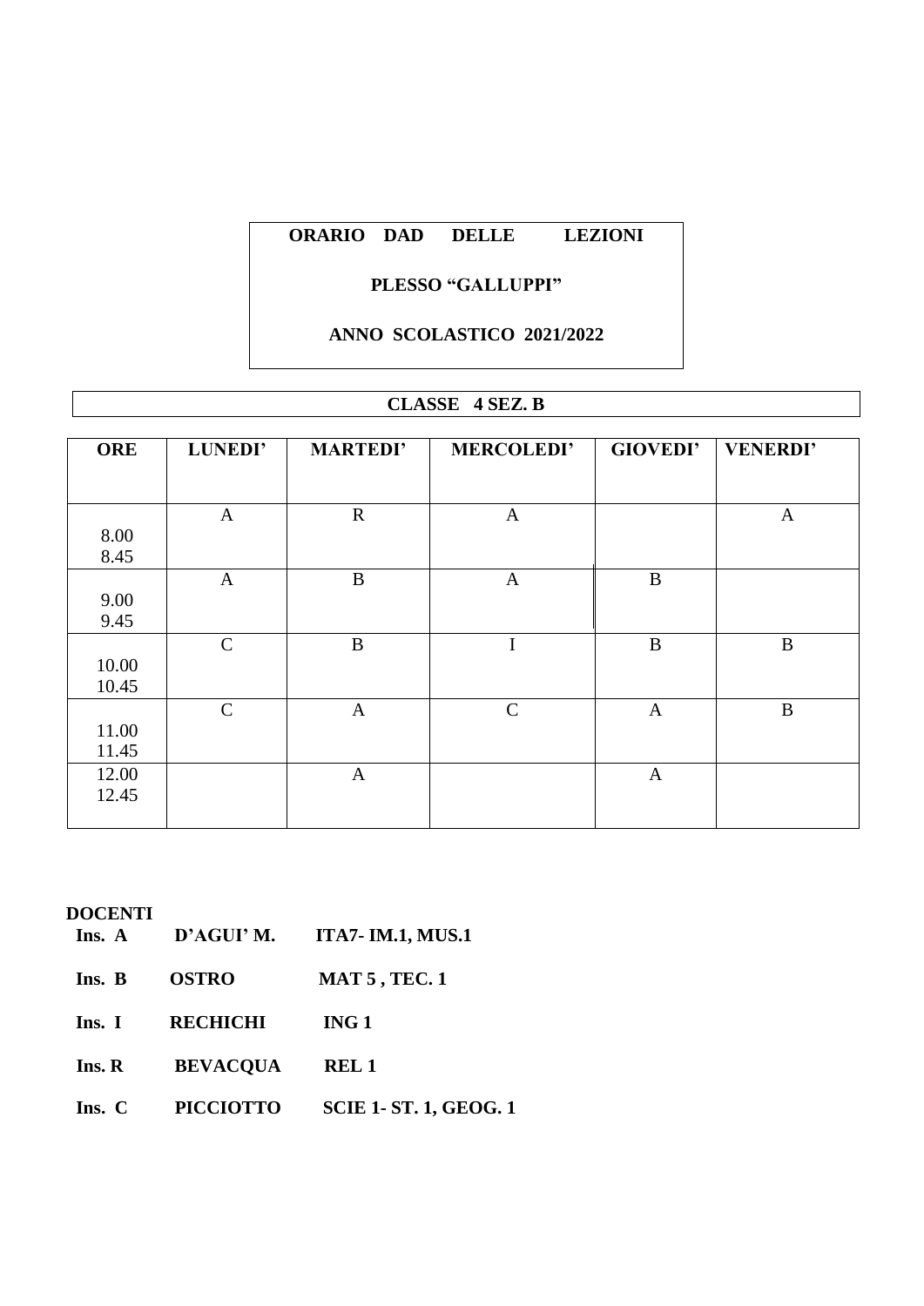**ORARIO DAD DELLE LEZIONI**

**PLESSO "GALLUPPI"**

**ANNO SCOLASTICO 2021/2022**

**CLASSE 4 SEZ. B**

| ORE | LUNEDI' | MARTEDI' | MERCOLEDI' | GIOVEDI' | VENERDI' |
|---|---|---|---|---|---|
| 8.00 8.45 | A | R | A | | A |
| 9.00 9.45 | A | B | A | B | |
| 10.00 10.45 | C | B | I | B | B |
| 11.00 11.45 | C | A | C | A | B |
| 12.00 12.45 | | A | | A | |

**DOCENTI**

| | | |
|---|---|---|
| **Ins. A** | **D'AGUI' M.** | **ITA7- IM.1, MUS.1** |
| **Ins. B** | **OSTRO** | **MAT 5 , TEC. 1** |
| **Ins. I** | **RECHICHI** | **ING 1** |
| **Ins. R** | **BEVACQUA** | **REL 1** |
| **Ins. C** | **PICCIOTTO** | **SCIE 1- ST. 1, GEOG. 1** |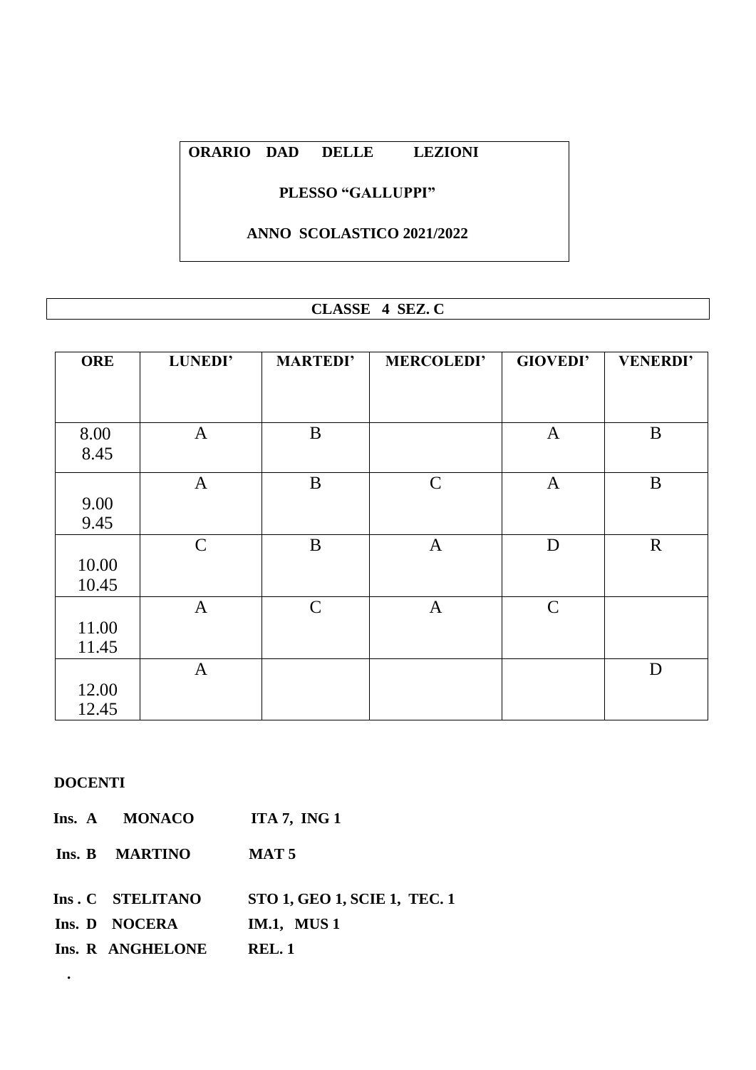**ORARIO DAD DELLE LEZIONI**

**PLESSO "GALLUPPI"**

**ANNO SCOLASTICO 2021/2022**

**CLASSE 4 SEZ. C**

| ORE | LUNEDI' | MARTEDI' | MERCOLEDI' | GIOVEDI' | VENERDI' |
|---|---|---|---|---|---|
| 8.00 8.45 | A | B | | A | B |
| 9.00 9.45 | A | B | C | A | B |
| 10.00 10.45 | C | B | A | D | R |
| 11.00 11.45 | A | C | A | C | |
| 12.00 12.45 | A | | | | D |

**DOCENTI**

**Ins. A MONACO** **ITA 7, ING 1**

**Ins. B MARTINO** **MAT 5**

**Ins . C STELITANO** **STO 1, GEO 1, SCIE 1, TEC. 1**

**Ins. D NOCERA** **IM.1, MUS 1**

**Ins. R ANGHELONE** **REL. 1**

.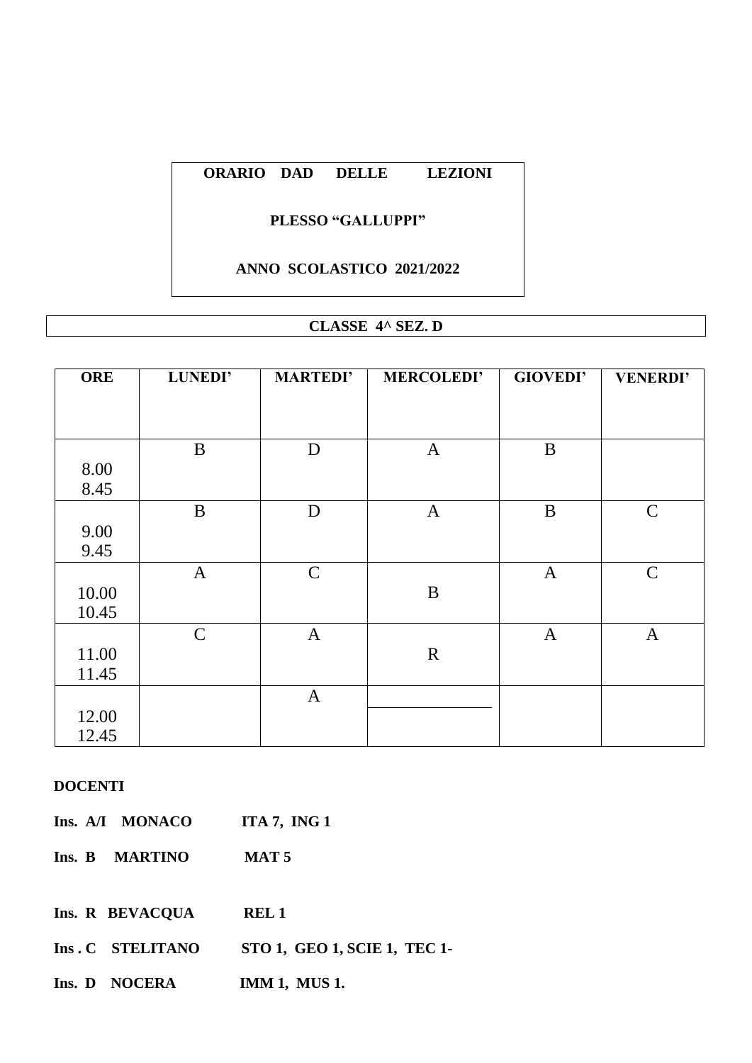**ORARIO DAD DELLE LEZIONI**

**PLESSO "GALLUPPI"**

**ANNO SCOLASTICO 2021/2022**

**CLASSE 4^ SEZ. D**

| ORE | LUNEDI' | MARTEDI' | MERCOLEDI' | GIOVEDI' | VENERDI' |
|---|---|---|---|---|---|
| 8.00 8.45 | B | D | A | B | |
| 9.00 9.45 | B | D | A | B | C |
| 10.00 10.45 | A | C | B | A | C |
| 11.00 11.45 | C | A | R | A | A |
| 12.00 12.45 | | A | | | |

**DOCENTI**

**Ins. A/I MONACO** **ITA 7, ING 1**

**Ins. B MARTINO** **MAT 5**

**Ins. R BEVACQUA** **REL 1**

**Ins . C STELITANO** **STO 1, GEO 1, SCIE 1, TEC 1-**

**Ins. D NOCERA** **IMM 1, MUS 1.**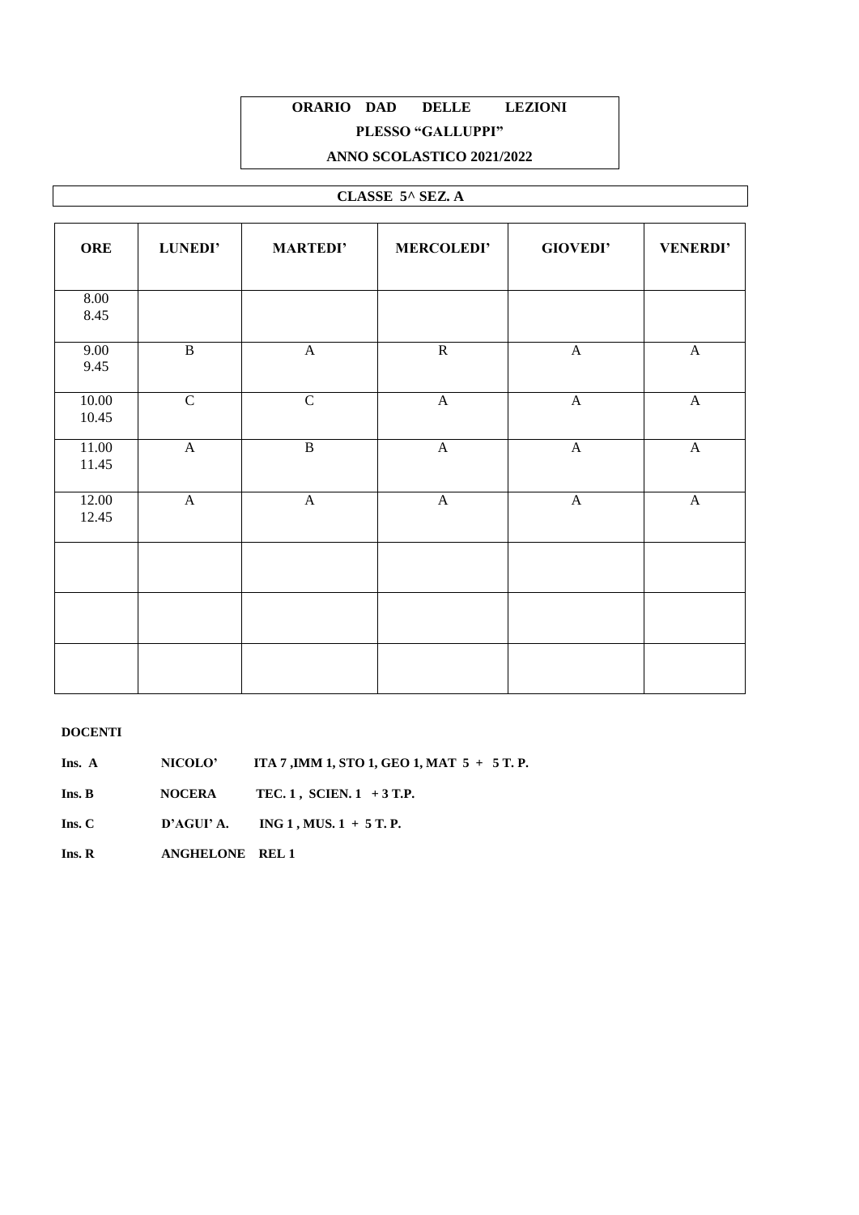**ORARIO DAD DELLE LEZIONI**

**PLESSO "GALLUPPI"**

**ANNO SCOLASTICO 2021/2022**

**CLASSE 5^ SEZ. A**

| ORE | LUNEDI' | MARTEDI' | MERCOLEDI' | GIOVEDI' | VENERDI' |
|---|---|---|---|---|---|
| 8.00 8.45 | | | | | |
| 9.00 9.45 | B | A | R | A | A |
| 10.00 10.45 | C | C | A | A | A |
| 11.00 11.45 | A | B | A | A | A |
| 12.00 12.45 | A | A | A | A | A |
| | | | | | |
| | | | | | |
| | | | | | |

**DOCENTI**

**Ins. A** NICOLO' ITA 7 ,IMM 1, STO 1, GEO 1, MAT 5 + 5 T. P.

**Ins. B** NOCERA TEC. 1 , SCIEN. 1 + 3 T.P.

**Ins. C** D'AGUI' A. ING 1 , MUS. 1 + 5 T. P.

**Ins. R** ANGHELONE REL 1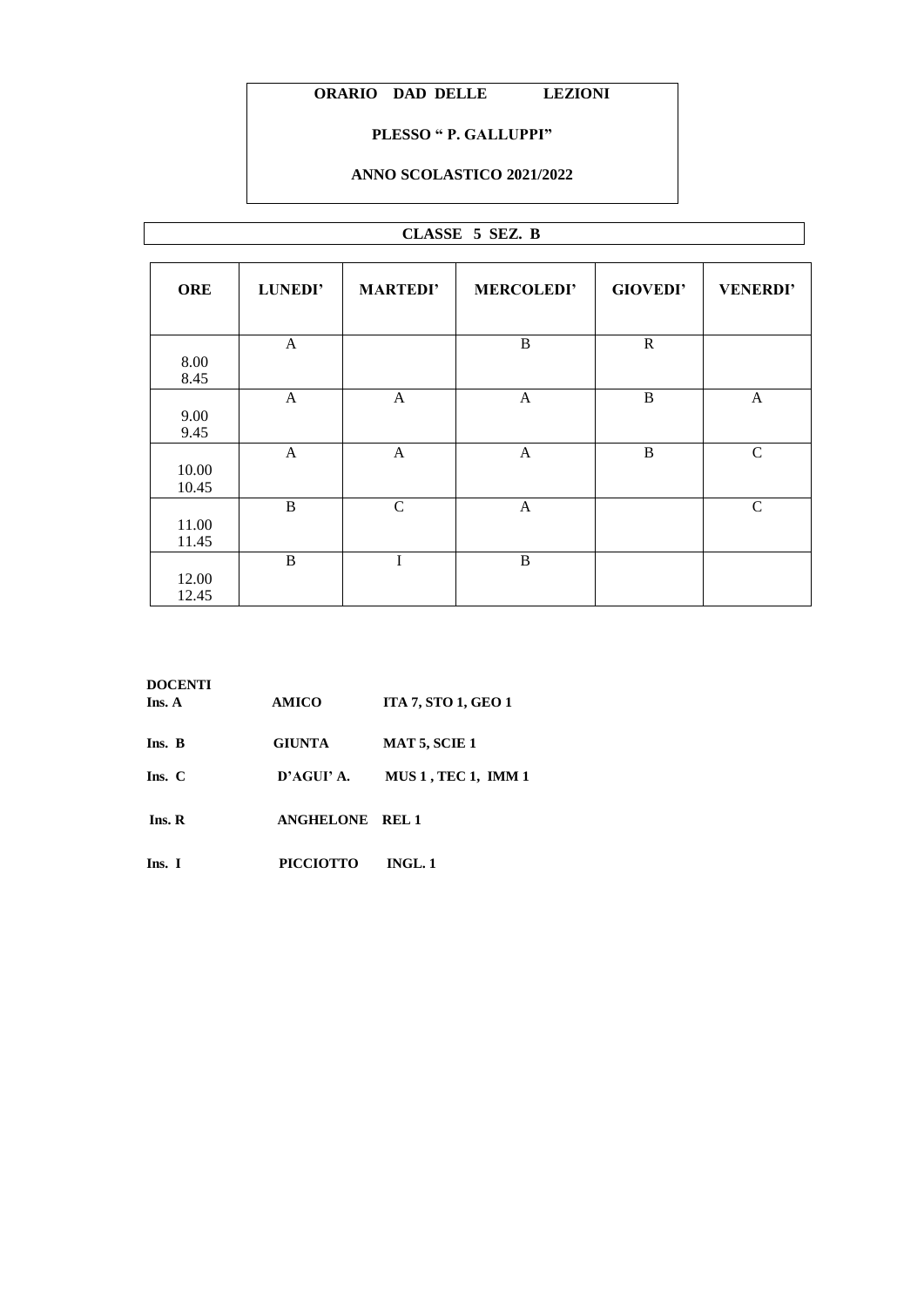**ORARIO DAD DELLE LEZIONI**

**PLESSO " P. GALLUPPI"**

**ANNO SCOLASTICO 2021/2022**

**CLASSE 5 SEZ. B**

| ORE | LUNEDI' | MARTEDI' | MERCOLEDI' | GIOVEDI' | VENERDI' |
|---|---|---|---|---|---|
| 8.00 8.45 | A | | B | R | |
| 9.00 9.45 | A | A | A | B | A |
| 10.00 10.45 | A | A | A | B | C |
| 11.00 11.45 | B | C | A | | C |
| 12.00 12.45 | B | I | B | | |

**DOCENTI**

**Ins. A** **AMICO** **ITA 7, STO 1, GEO 1**

**Ins. B** **GIUNTA** **MAT 5, SCIE 1**

**Ins. C** **D'AGUI' A.** **MUS 1 , TEC 1, IMM 1**

**Ins. R** **ANGHELONE** **REL 1**

**Ins. I** **PICCIOTTO** **INGL. 1**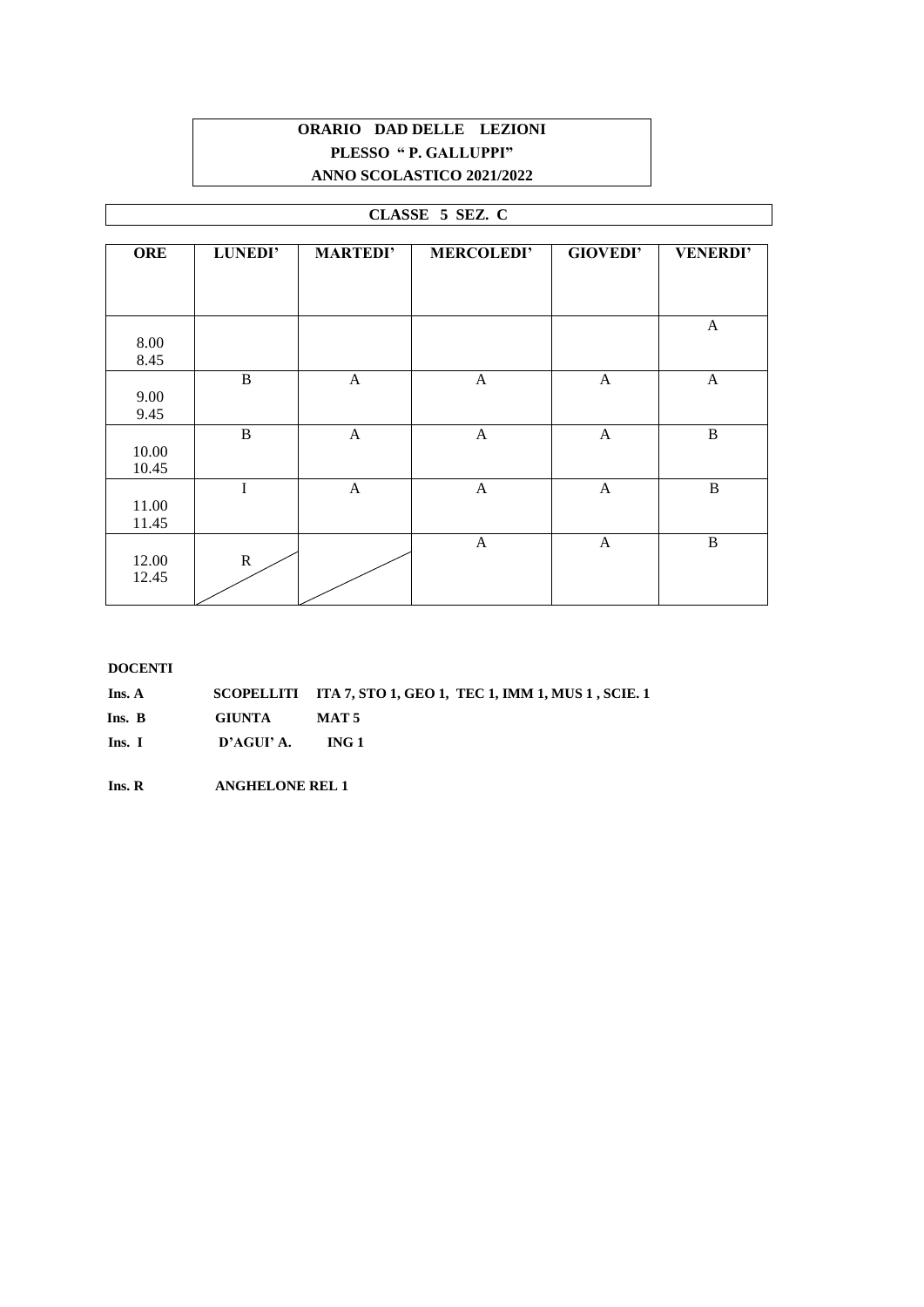**ORARIO DAD DELLE LEZIONI**
**PLESSO " P. GALLUPPI"**
**ANNO SCOLASTICO 2021/2022**

**CLASSE 5 SEZ. C**

| ORE | LUNEDI' | MARTEDI' | MERCOLEDI' | GIOVEDI' | VENERDI' |
|---|---|---|---|---|---|
| 8.00<br>8.45 | | | | | A |
| 9.00<br>9.45 | B | A | A | A | A |
| 10.00<br>10.45 | B | A | A | A | B |
| 11.00<br>11.45 | I | A | A | A | B |
| 12.00<br>12.45 | R | | A | A | B |

**DOCENTI**

**Ins. A** **SCOPELLITI** **ITA 7, STO 1, GEO 1, TEC 1, IMM 1, MUS 1 , SCIE. 1**

**Ins. B** **GIUNTA** **MAT 5**

**Ins. I** **D'AGUI' A.** **ING 1**

**Ins. R** **ANGHELONE REL 1**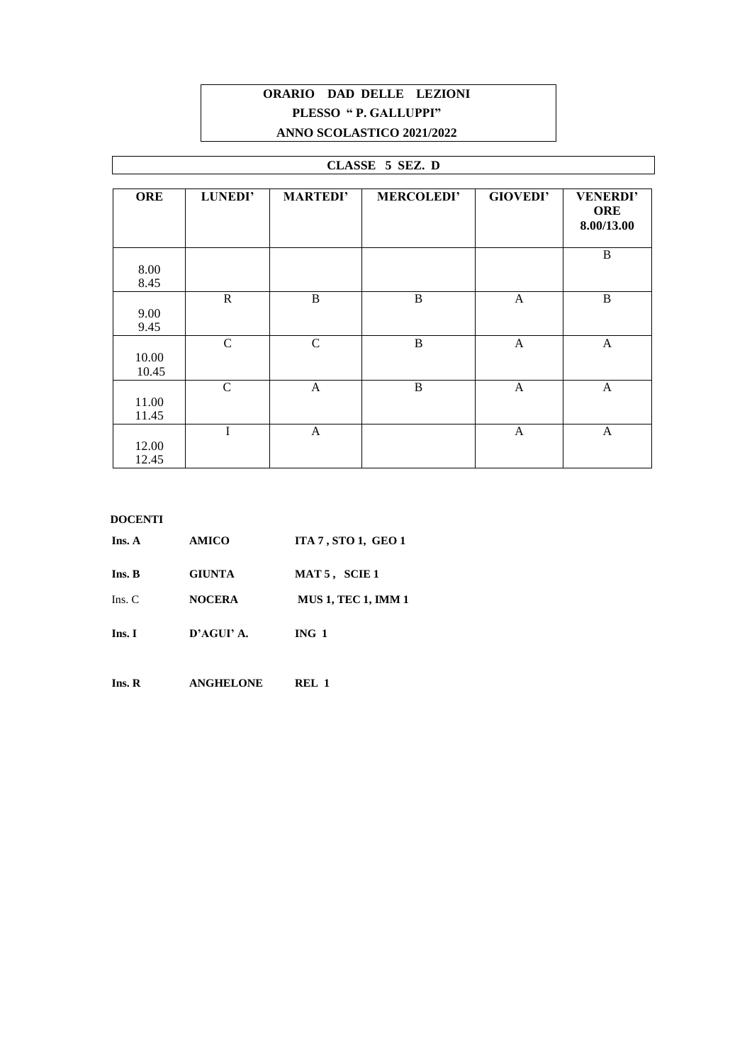**ORARIO DAD DELLE LEZIONI**
**PLESSO " P. GALLUPPI"**
**ANNO SCOLASTICO 2021/2022**

**CLASSE 5 SEZ. D**

| ORE | LUNEDI' | MARTEDI' | MERCOLEDI' | GIOVEDI' | VENERDI' ORE 8.00/13.00 |
|---|---|---|---|---|---|
| 8.00 8.45 | | | | | B |
| 9.00 9.45 | R | B | B | A | B |
| 10.00 10.45 | C | C | B | A | A |
| 11.00 11.45 | C | A | B | A | A |
| 12.00 12.45 | I | A | | A | A |

**DOCENTI**

| | | |
|---|---|---|
| **Ins. A** | **AMICO** | **ITA 7 , STO 1, GEO 1** |
| **Ins. B** | **GIUNTA** | **MAT 5 , SCIE 1** |
| Ins. C | **NOCERA** | **MUS 1, TEC 1, IMM 1** |
| **Ins. I** | **D'AGUI' A.** | **ING 1** |
| **Ins. R** | **ANGHELONE** | **REL 1** |